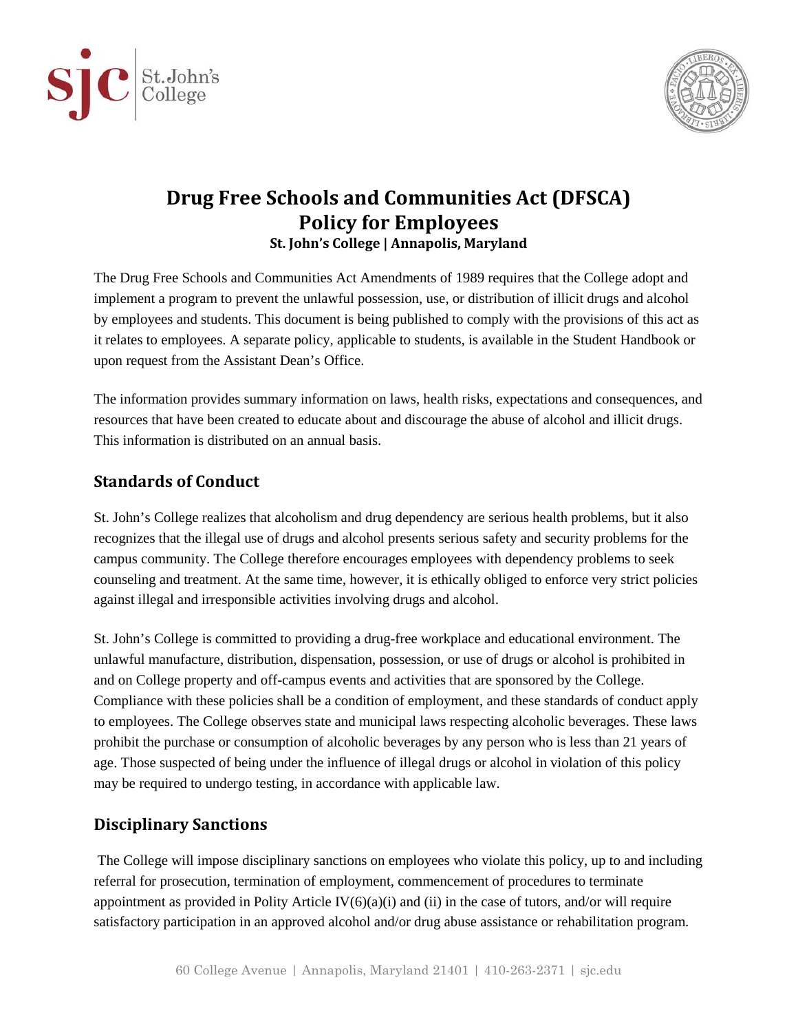# Drug Free Schools and Communities Act (DFSCA) Policy for Employees

**St. John's College | Annapolis, Maryland**

The Drug Free Schools and Communities Act Amendments of 1989 requires that the College adopt and implement a program to prevent the unlawful possession, use, or distribution of illicit drugs and alcohol by employees and students. This document is being published to comply with the provisions of this act as it relates to employees. A separate policy, applicable to students, is available in the Student Handbook or upon request from the Assistant Dean's Office.

The information provides summary information on laws, health risks, expectations and consequences, and resources that have been created to educate about and discourage the abuse of alcohol and illicit drugs. This information is distributed on an annual basis.

## Standards of Conduct

St. John's College realizes that alcoholism and drug dependency are serious health problems, but it also recognizes that the illegal use of drugs and alcohol presents serious safety and security problems for the campus community. The College therefore encourages employees with dependency problems to seek counseling and treatment. At the same time, however, it is ethically obliged to enforce very strict policies against illegal and irresponsible activities involving drugs and alcohol.

St. John's College is committed to providing a drug-free workplace and educational environment. The unlawful manufacture, distribution, dispensation, possession, or use of drugs or alcohol is prohibited in and on College property and off-campus events and activities that are sponsored by the College. Compliance with these policies shall be a condition of employment, and these standards of conduct apply to employees. The College observes state and municipal laws respecting alcoholic beverages. These laws prohibit the purchase or consumption of alcoholic beverages by any person who is less than 21 years of age. Those suspected of being under the influence of illegal drugs or alcohol in violation of this policy may be required to undergo testing, in accordance with applicable law.

## Disciplinary Sanctions

The College will impose disciplinary sanctions on employees who violate this policy, up to and including referral for prosecution, termination of employment, commencement of procedures to terminate appointment as provided in Polity Article IV(6)(a)(i) and (ii) in the case of tutors, and/or will require satisfactory participation in an approved alcohol and/or drug abuse assistance or rehabilitation program.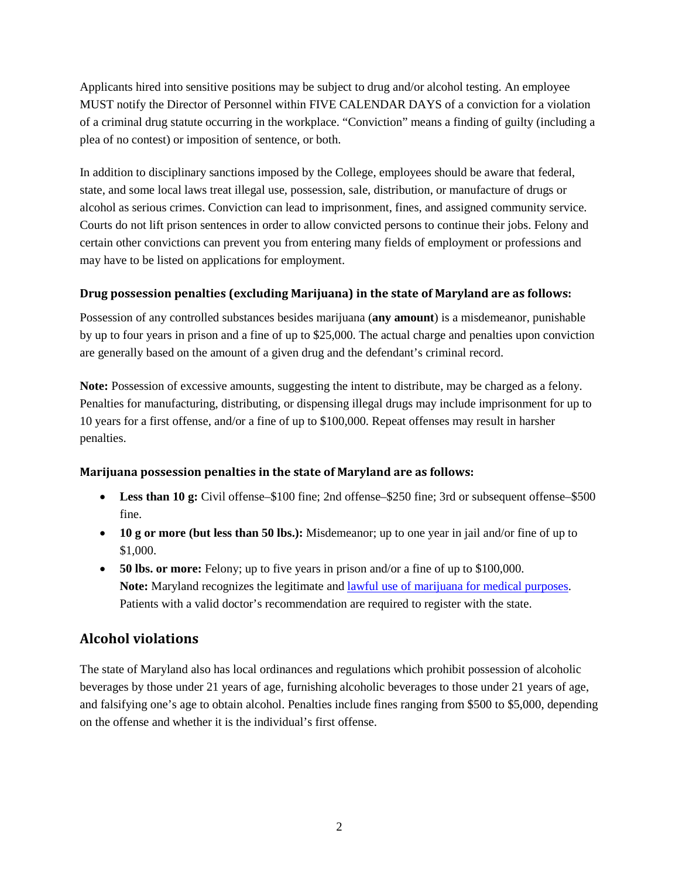Applicants hired into sensitive positions may be subject to drug and/or alcohol testing. An employee MUST notify the Director of Personnel within FIVE CALENDAR DAYS of a conviction for a violation of a criminal drug statute occurring in the workplace. "Conviction" means a finding of guilty (including a plea of no contest) or imposition of sentence, or both.

In addition to disciplinary sanctions imposed by the College, employees should be aware that federal, state, and some local laws treat illegal use, possession, sale, distribution, or manufacture of drugs or alcohol as serious crimes. Conviction can lead to imprisonment, fines, and assigned community service. Courts do not lift prison sentences in order to allow convicted persons to continue their jobs. Felony and certain other convictions can prevent you from entering many fields of employment or professions and may have to be listed on applications for employment.

#### Drug possession penalties (excluding Marijuana) in the state of Maryland are as follows:

Possession of any controlled substances besides marijuana (**any amount**) is a misdemeanor, punishable by up to four years in prison and a fine of up to $25,000. The actual charge and penalties upon conviction are generally based on the amount of a given drug and the defendant's criminal record.

**Note:** Possession of excessive amounts, suggesting the intent to distribute, may be charged as a felony. Penalties for manufacturing, distributing, or dispensing illegal drugs may include imprisonment for up to 10 years for a first offense, and/or a fine of up to $100,000. Repeat offenses may result in harsher penalties.

#### Marijuana possession penalties in the state of Maryland are as follows:

- **Less than 10 g:** Civil offense–$100 fine; 2nd offense–$250 fine; 3rd or subsequent offense–$500 fine.
- **10 g or more (but less than 50 lbs.):** Misdemeanor; up to one year in jail and/or fine of up to $1,000.
- **50 lbs. or more:** Felony; up to five years in prison and/or a fine of up to $100,000. **Note:** Maryland recognizes the legitimate and lawful use of marijuana for medical purposes. Patients with a valid doctor's recommendation are required to register with the state.

## Alcohol violations

The state of Maryland also has local ordinances and regulations which prohibit possession of alcoholic beverages by those under 21 years of age, furnishing alcoholic beverages to those under 21 years of age, and falsifying one's age to obtain alcohol. Penalties include fines ranging from $500 to $5,000, depending on the offense and whether it is the individual's first offense.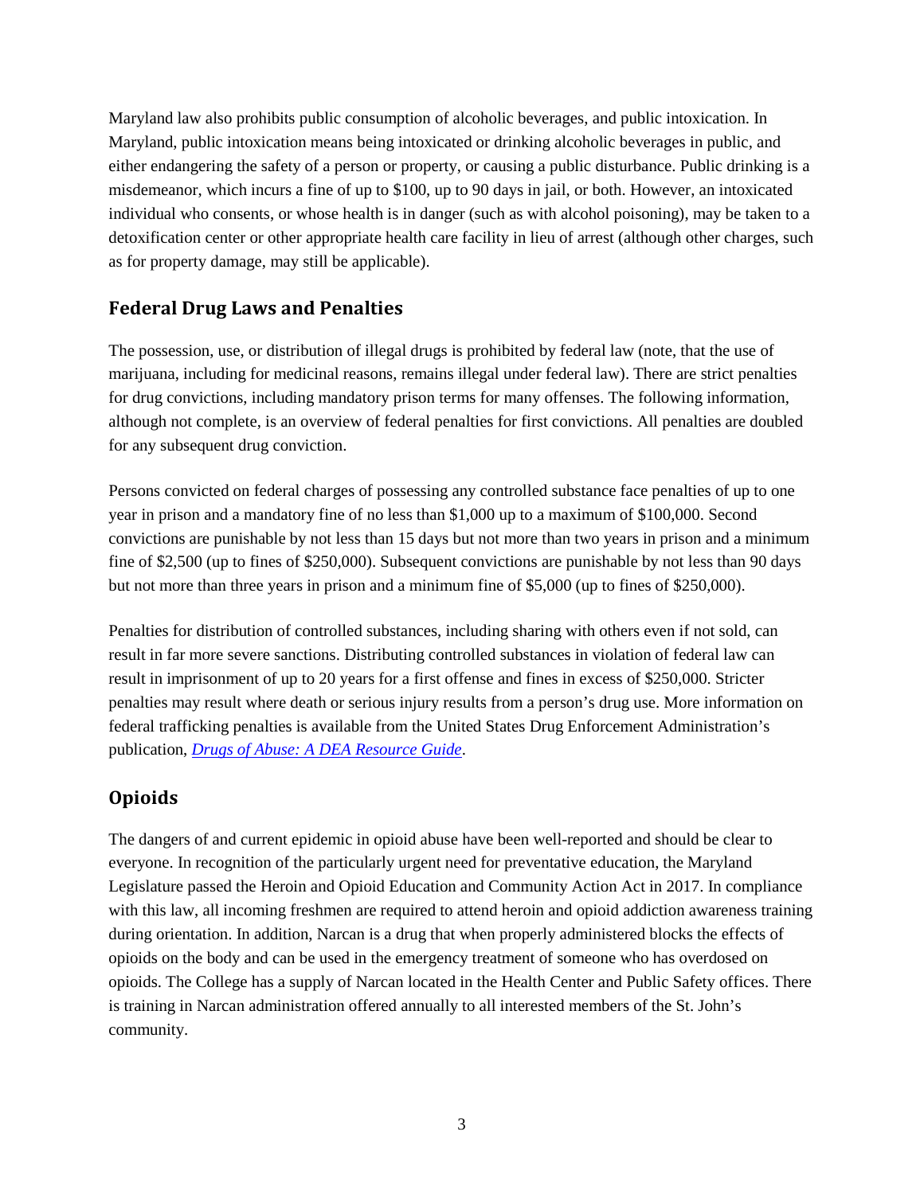Maryland law also prohibits public consumption of alcoholic beverages, and public intoxication. In Maryland, public intoxication means being intoxicated or drinking alcoholic beverages in public, and either endangering the safety of a person or property, or causing a public disturbance. Public drinking is a misdemeanor, which incurs a fine of up to $100, up to 90 days in jail, or both. However, an intoxicated individual who consents, or whose health is in danger (such as with alcohol poisoning), may be taken to a detoxification center or other appropriate health care facility in lieu of arrest (although other charges, such as for property damage, may still be applicable).

## Federal Drug Laws and Penalties

The possession, use, or distribution of illegal drugs is prohibited by federal law (note, that the use of marijuana, including for medicinal reasons, remains illegal under federal law). There are strict penalties for drug convictions, including mandatory prison terms for many offenses. The following information, although not complete, is an overview of federal penalties for first convictions. All penalties are doubled for any subsequent drug conviction.

Persons convicted on federal charges of possessing any controlled substance face penalties of up to one year in prison and a mandatory fine of no less than $1,000 up to a maximum of $100,000. Second convictions are punishable by not less than 15 days but not more than two years in prison and a minimum fine of $2,500 (up to fines of $250,000). Subsequent convictions are punishable by not less than 90 days but not more than three years in prison and a minimum fine of $5,000 (up to fines of $250,000).

Penalties for distribution of controlled substances, including sharing with others even if not sold, can result in far more severe sanctions. Distributing controlled substances in violation of federal law can result in imprisonment of up to 20 years for a first offense and fines in excess of $250,000. Stricter penalties may result where death or serious injury results from a person's drug use. More information on federal trafficking penalties is available from the United States Drug Enforcement Administration's publication, *Drugs of Abuse: A DEA Resource Guide*.

## Opioids

The dangers of and current epidemic in opioid abuse have been well-reported and should be clear to everyone. In recognition of the particularly urgent need for preventative education, the Maryland Legislature passed the Heroin and Opioid Education and Community Action Act in 2017. In compliance with this law, all incoming freshmen are required to attend heroin and opioid addiction awareness training during orientation. In addition, Narcan is a drug that when properly administered blocks the effects of opioids on the body and can be used in the emergency treatment of someone who has overdosed on opioids. The College has a supply of Narcan located in the Health Center and Public Safety offices. There is training in Narcan administration offered annually to all interested members of the St. John's community.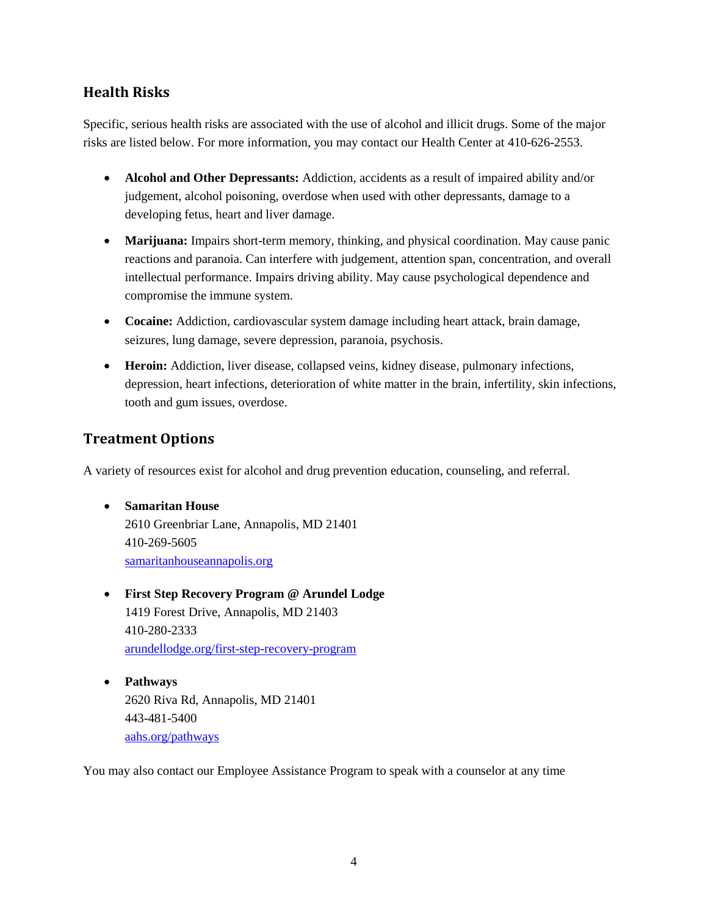## Health Risks

Specific, serious health risks are associated with the use of alcohol and illicit drugs. Some of the major risks are listed below. For more information, you may contact our Health Center at 410-626-2553.

- **Alcohol and Other Depressants:** Addiction, accidents as a result of impaired ability and/or judgement, alcohol poisoning, overdose when used with other depressants, damage to a developing fetus, heart and liver damage.
- **Marijuana:** Impairs short-term memory, thinking, and physical coordination. May cause panic reactions and paranoia. Can interfere with judgement, attention span, concentration, and overall intellectual performance. Impairs driving ability. May cause psychological dependence and compromise the immune system.
- **Cocaine:** Addiction, cardiovascular system damage including heart attack, brain damage, seizures, lung damage, severe depression, paranoia, psychosis.
- **Heroin:** Addiction, liver disease, collapsed veins, kidney disease, pulmonary infections, depression, heart infections, deterioration of white matter in the brain, infertility, skin infections, tooth and gum issues, overdose.

## Treatment Options

A variety of resources exist for alcohol and drug prevention education, counseling, and referral.

- **Samaritan House**  
  2610 Greenbriar Lane, Annapolis, MD 21401  
  410-269-5605  
  samaritanhouseannapolis.org
- **First Step Recovery Program @ Arundel Lodge**  
  1419 Forest Drive, Annapolis, MD 21403  
  410-280-2333  
  arundellodge.org/first-step-recovery-program
- **Pathways**  
  2620 Riva Rd, Annapolis, MD 21401  
  443-481-5400  
  aahs.org/pathways

You may also contact our Employee Assistance Program to speak with a counselor at any time